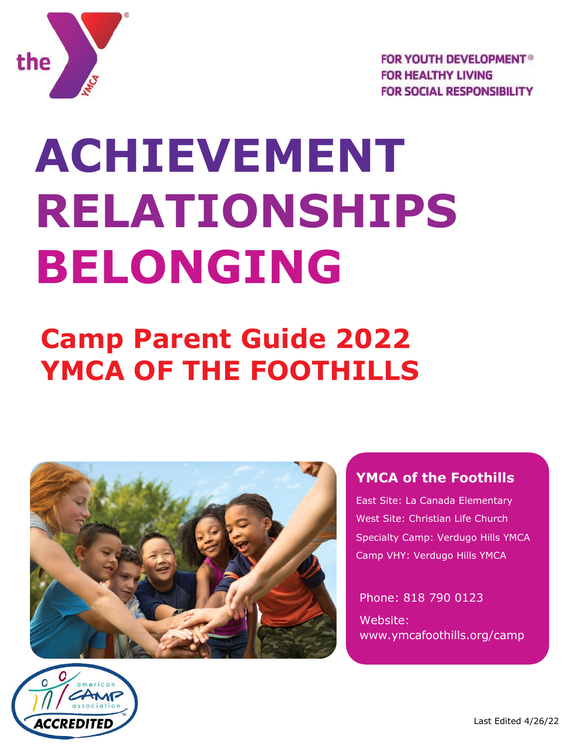FOR YOUTH DEVELOPMENT®
FOR HEALTHY LIVING
FOR SOCIAL RESPONSIBILITY

# ACHIEVEMENT
# RELATIONSHIPS
# BELONGING

## Camp Parent Guide 2022
## YMCA OF THE FOOTHILLS

### YMCA of the Foothills

East Site: La Canada Elementary

West Site: Christian Life Church

Specialty Camp: Verdugo Hills YMCA

Camp VHY: Verdugo Hills YMCA

Phone: 818 790 0123

Website: www.ymcafoothills.org/camp

Last Edited 4/26/22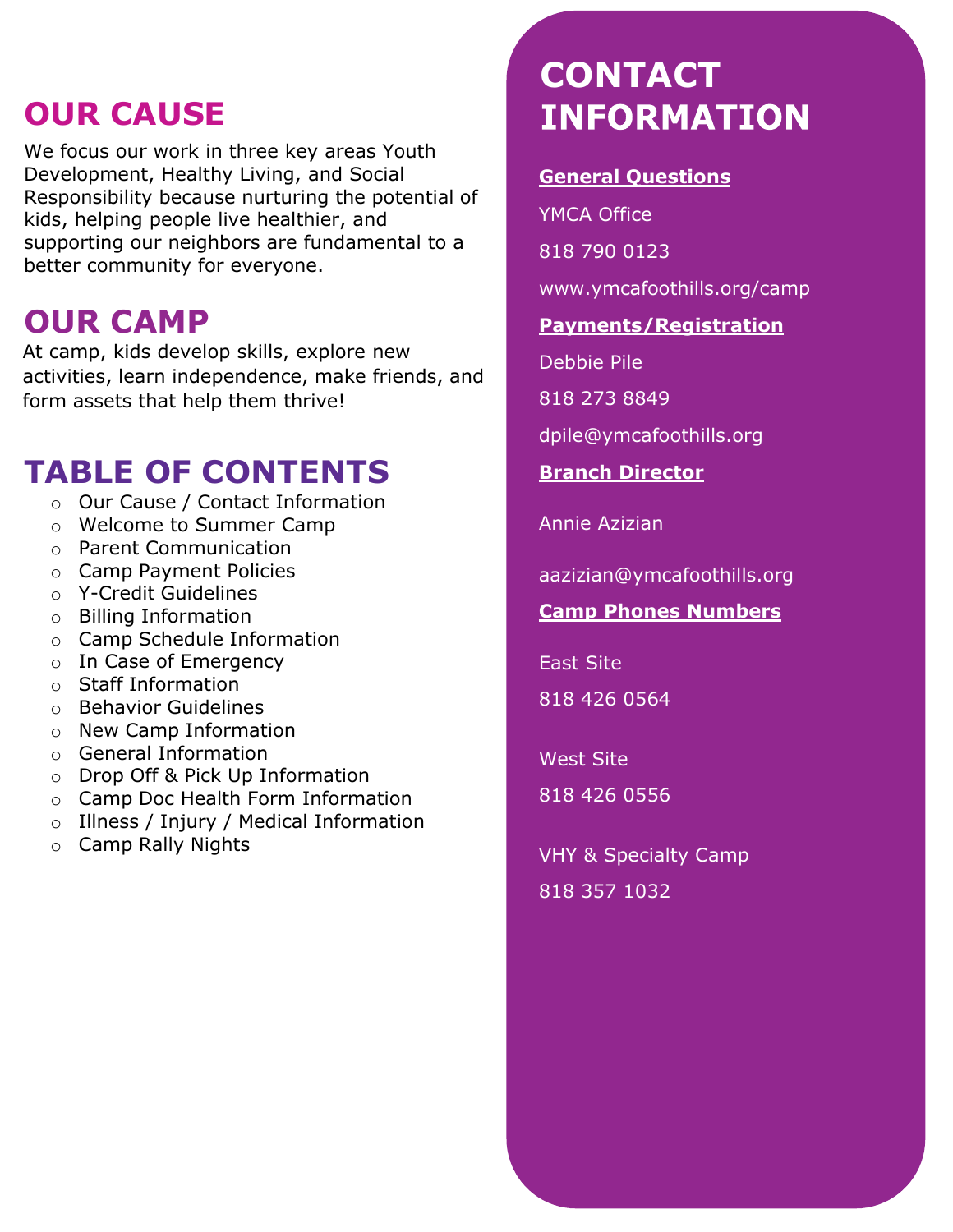## OUR CAUSE

We focus our work in three key areas Youth Development, Healthy Living, and Social Responsibility because nurturing the potential of kids, helping people live healthier, and supporting our neighbors are fundamental to a better community for everyone.

## OUR CAMP

At camp, kids develop skills, explore new activities, learn independence, make friends, and form assets that help them thrive!

## TABLE OF CONTENTS

- Our Cause / Contact Information
- Welcome to Summer Camp
- Parent Communication
- Camp Payment Policies
- Y-Credit Guidelines
- Billing Information
- Camp Schedule Information
- In Case of Emergency
- Staff Information
- Behavior Guidelines
- New Camp Information
- General Information
- Drop Off & Pick Up Information
- Camp Doc Health Form Information
- Illness / Injury / Medical Information
- Camp Rally Nights

## CONTACT INFORMATION

**General Questions**

YMCA Office

818 790 0123

www.ymcafoothills.org/camp

**Payments/Registration**

Debbie Pile

818 273 8849

dpile@ymcafoothills.org

**Branch Director**

Annie Azizian

aazizian@ymcafoothills.org

**Camp Phones Numbers**

East Site

818 426 0564

West Site

818 426 0556

VHY & Specialty Camp

818 357 1032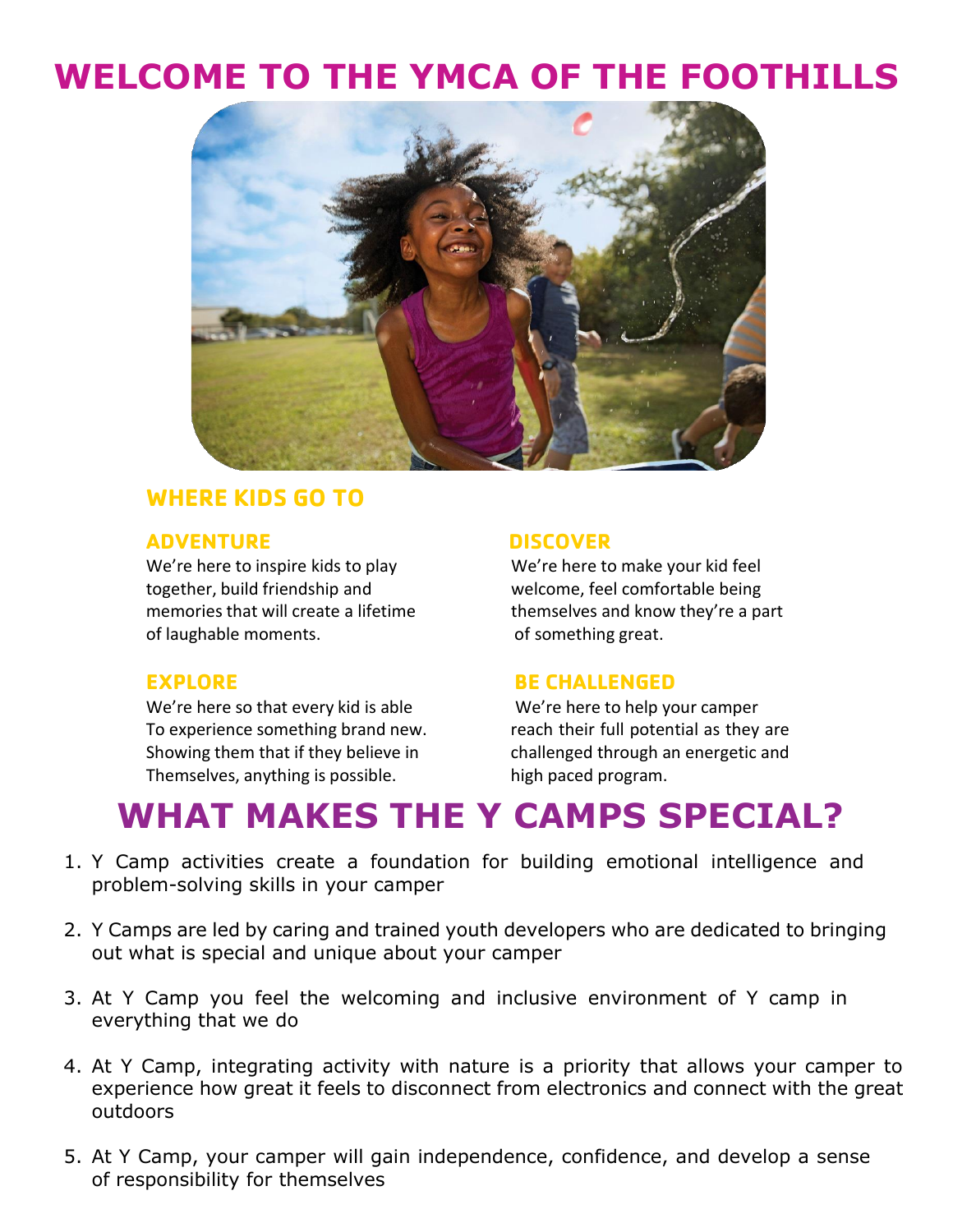# WELCOME TO THE YMCA OF THE FOOTHILLS

## WHERE KIDS GO TO

### ADVENTURE

We're here to inspire kids to play together, build friendship and memories that will create a lifetime of laughable moments.

### DISCOVER

We're here to make your kid feel welcome, feel comfortable being themselves and know they're a part of something great.

### EXPLORE

We're here so that every kid is able To experience something brand new. Showing them that if they believe in Themselves, anything is possible.

### BE CHALLENGED

We're here to help your camper reach their full potential as they are challenged through an energetic and high paced program.

# WHAT MAKES THE Y CAMPS SPECIAL?

1. Y Camp activities create a foundation for building emotional intelligence and problem-solving skills in your camper

2. Y Camps are led by caring and trained youth developers who are dedicated to bringing out what is special and unique about your camper

3. At Y Camp you feel the welcoming and inclusive environment of Y camp in everything that we do

4. At Y Camp, integrating activity with nature is a priority that allows your camper to experience how great it feels to disconnect from electronics and connect with the great outdoors

5. At Y Camp, your camper will gain independence, confidence, and develop a sense of responsibility for themselves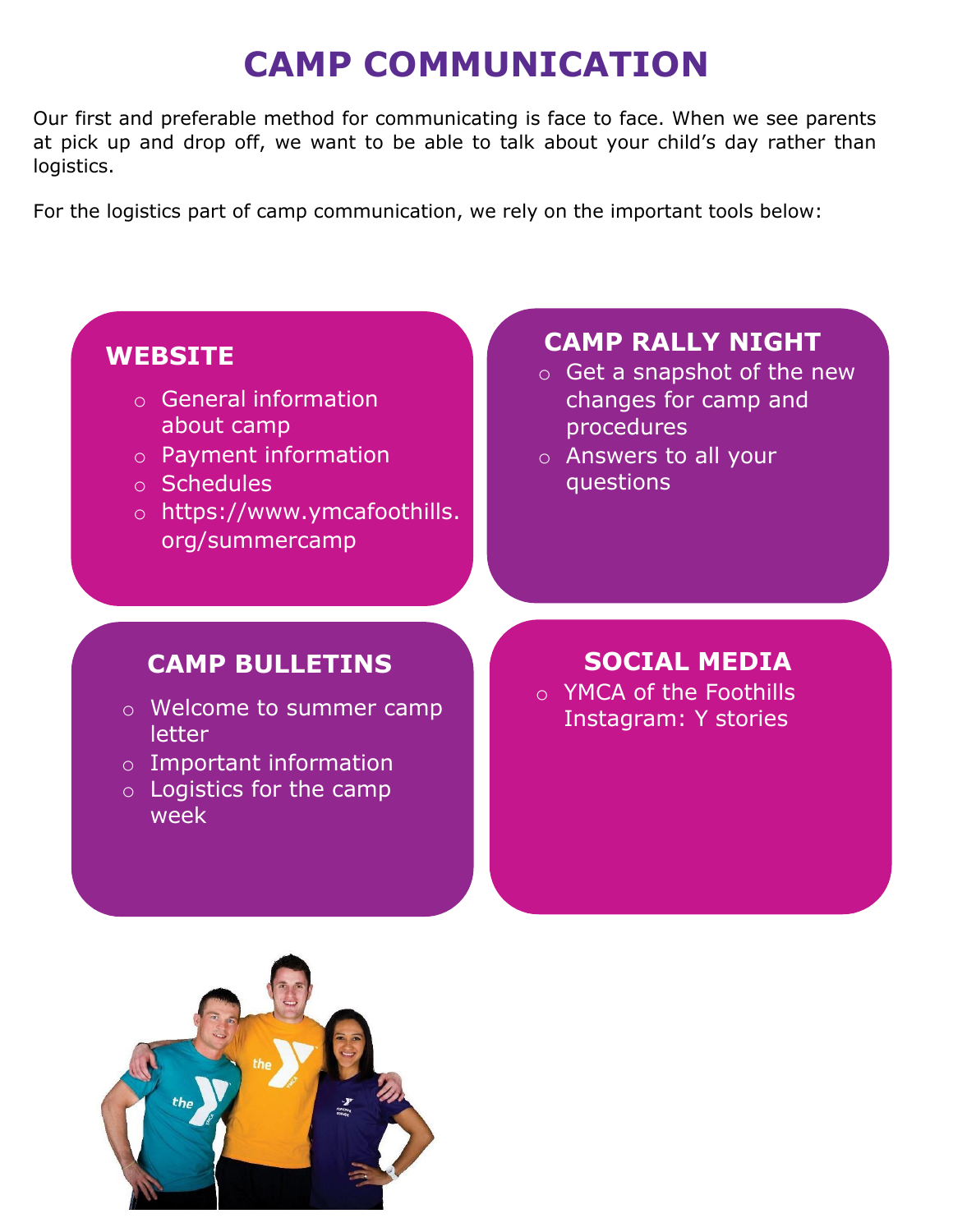# CAMP COMMUNICATION

Our first and preferable method for communicating is face to face. When we see parents at pick up and drop off, we want to be able to talk about your child's day rather than logistics.

For the logistics part of camp communication, we rely on the important tools below:

## WEBSITE

- General information about camp
- Payment information
- Schedules
- https://www.ymcafoothills.org/summercamp

## CAMP RALLY NIGHT

- Get a snapshot of the new changes for camp and procedures
- Answers to all your questions

## CAMP BULLETINS

- Welcome to summer camp letter
- Important information
- Logistics for the camp week

## SOCIAL MEDIA

- YMCA of the Foothills Instagram: Y stories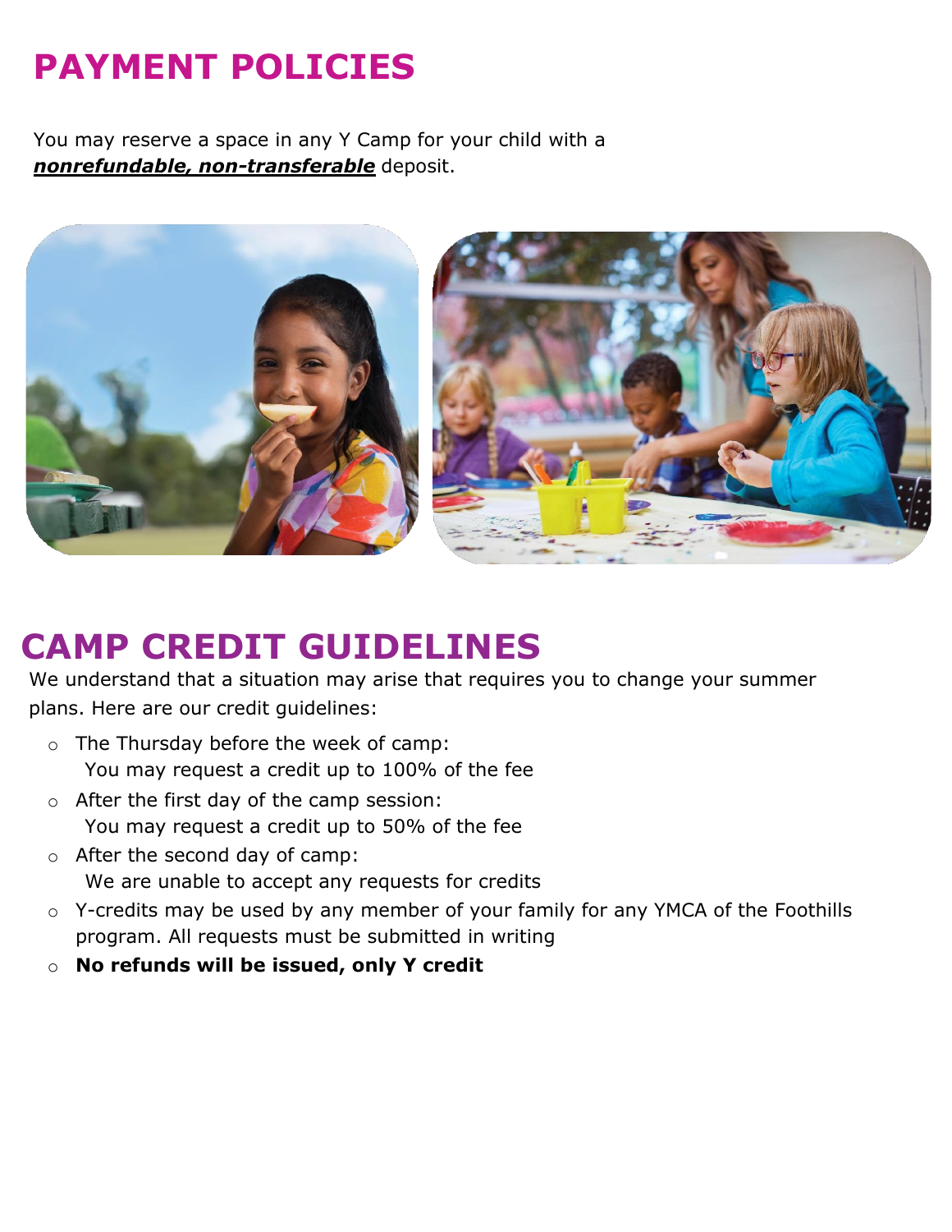# PAYMENT POLICIES

You may reserve a space in any Y Camp for your child with a ***nonrefundable, non-transferable*** deposit.

# CAMP CREDIT GUIDELINES

We understand that a situation may arise that requires you to change your summer plans. Here are our credit guidelines:

- The Thursday before the week of camp:
  You may request a credit up to 100% of the fee
- After the first day of the camp session:
  You may request a credit up to 50% of the fee
- After the second day of camp:
  We are unable to accept any requests for credits
- Y-credits may be used by any member of your family for any YMCA of the Foothills program. All requests must be submitted in writing
- **No refunds will be issued, only Y credit**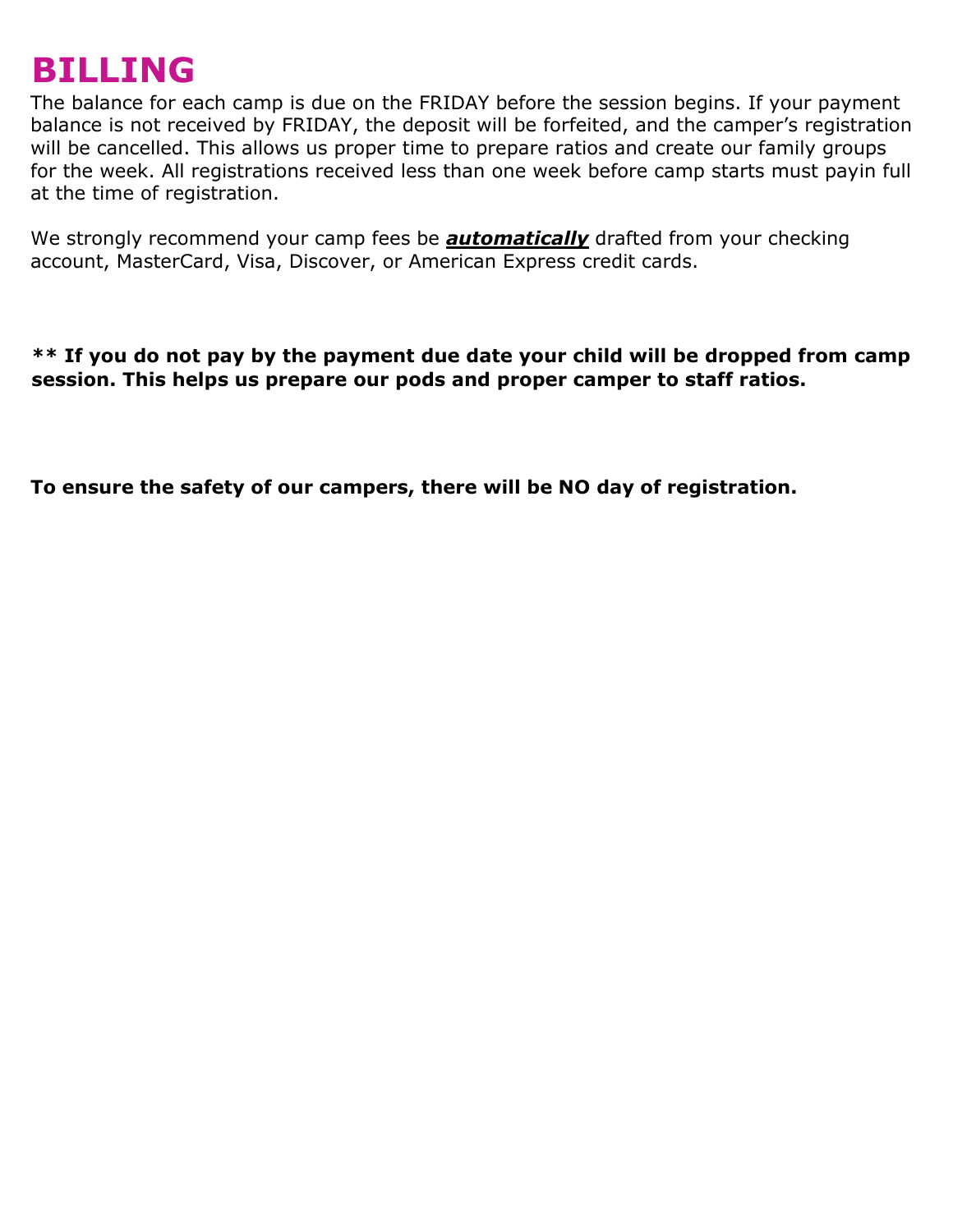# BILLING

The balance for each camp is due on the FRIDAY before the session begins. If your payment balance is not received by FRIDAY, the deposit will be forfeited, and the camper's registration will be cancelled. This allows us proper time to prepare ratios and create our family groups for the week. All registrations received less than one week before camp starts must payin full at the time of registration.

We strongly recommend your camp fees be ***automatically*** drafted from your checking account, MasterCard, Visa, Discover, or American Express credit cards.

**** If you do not pay by the payment due date your child will be dropped from camp session. This helps us prepare our pods and proper camper to staff ratios.**

**To ensure the safety of our campers, there will be NO day of registration.**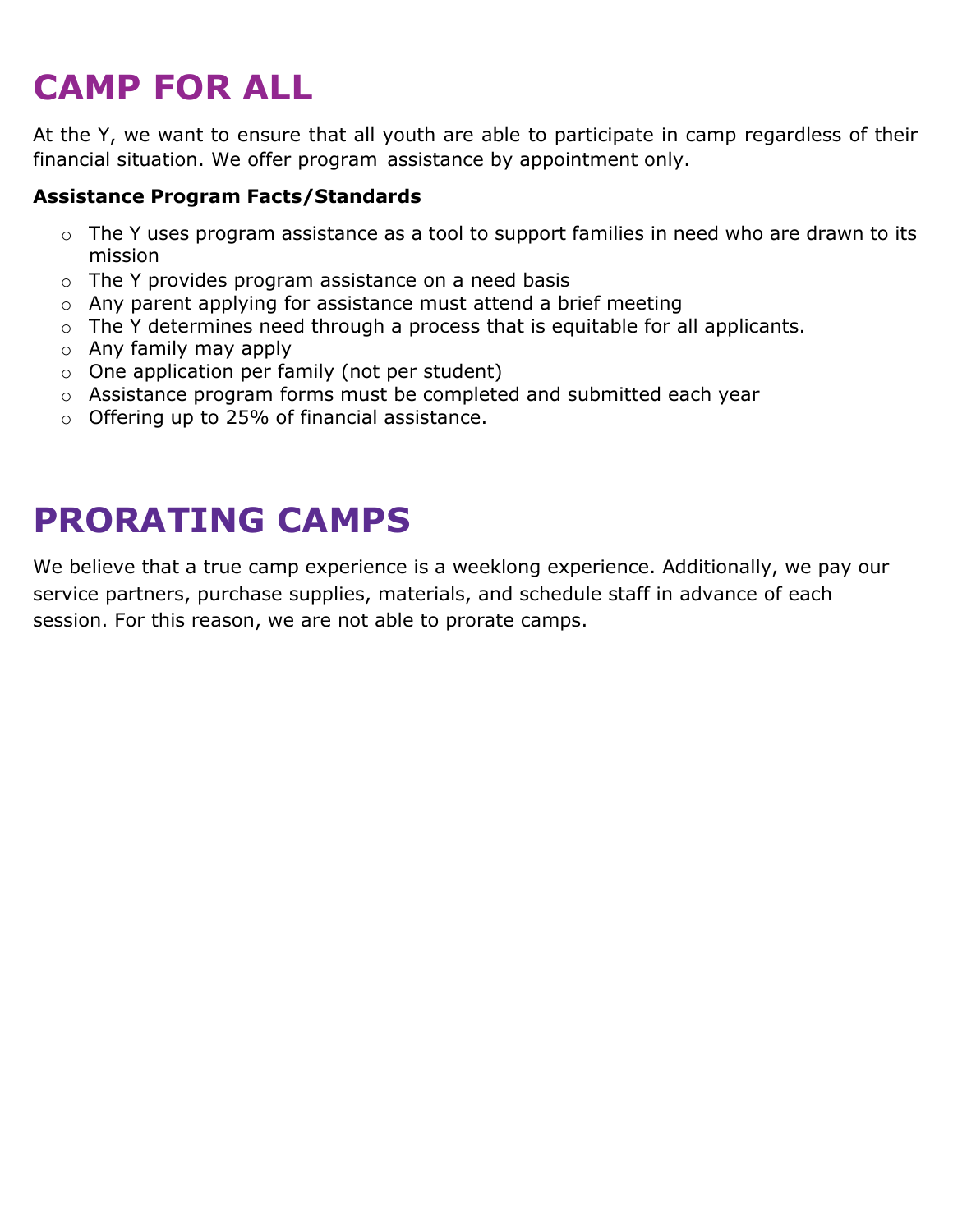# CAMP FOR ALL

At the Y, we want to ensure that all youth are able to participate in camp regardless of their financial situation. We offer program assistance by appointment only.

**Assistance Program Facts/Standards**

- The Y uses program assistance as a tool to support families in need who are drawn to its mission
- The Y provides program assistance on a need basis
- Any parent applying for assistance must attend a brief meeting
- The Y determines need through a process that is equitable for all applicants.
- Any family may apply
- One application per family (not per student)
- Assistance program forms must be completed and submitted each year
- Offering up to 25% of financial assistance.

# PRORATING CAMPS

We believe that a true camp experience is a weeklong experience. Additionally, we pay our service partners, purchase supplies, materials, and schedule staff in advance of each session. For this reason, we are not able to prorate camps.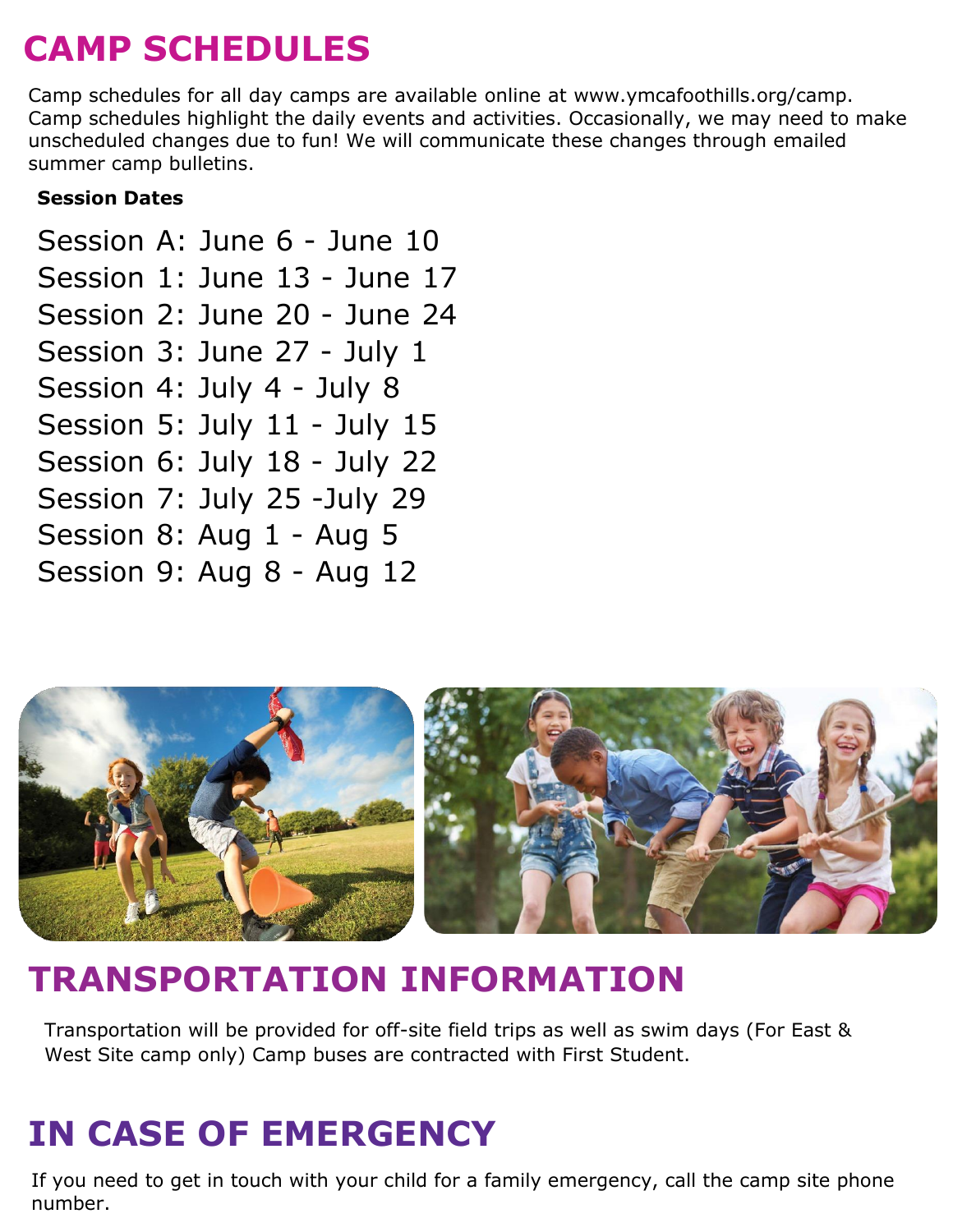# CAMP SCHEDULES

Camp schedules for all day camps are available online at www.ymcafoothills.org/camp. Camp schedules highlight the daily events and activities. Occasionally, we may need to make unscheduled changes due to fun! We will communicate these changes through emailed summer camp bulletins.

**Session Dates**

Session A: June 6 - June 10
Session 1: June 13 - June 17
Session 2: June 20 - June 24
Session 3: June 27 - July 1
Session 4: July 4 - July 8
Session 5: July 11 - July 15
Session 6: July 18 - July 22
Session 7: July 25 -July 29
Session 8: Aug 1 - Aug 5
Session 9: Aug 8 - Aug 12

# TRANSPORTATION INFORMATION

Transportation will be provided for off-site field trips as well as swim days (For East & West Site camp only) Camp buses are contracted with First Student.

# IN CASE OF EMERGENCY

If you need to get in touch with your child for a family emergency, call the camp site phone number.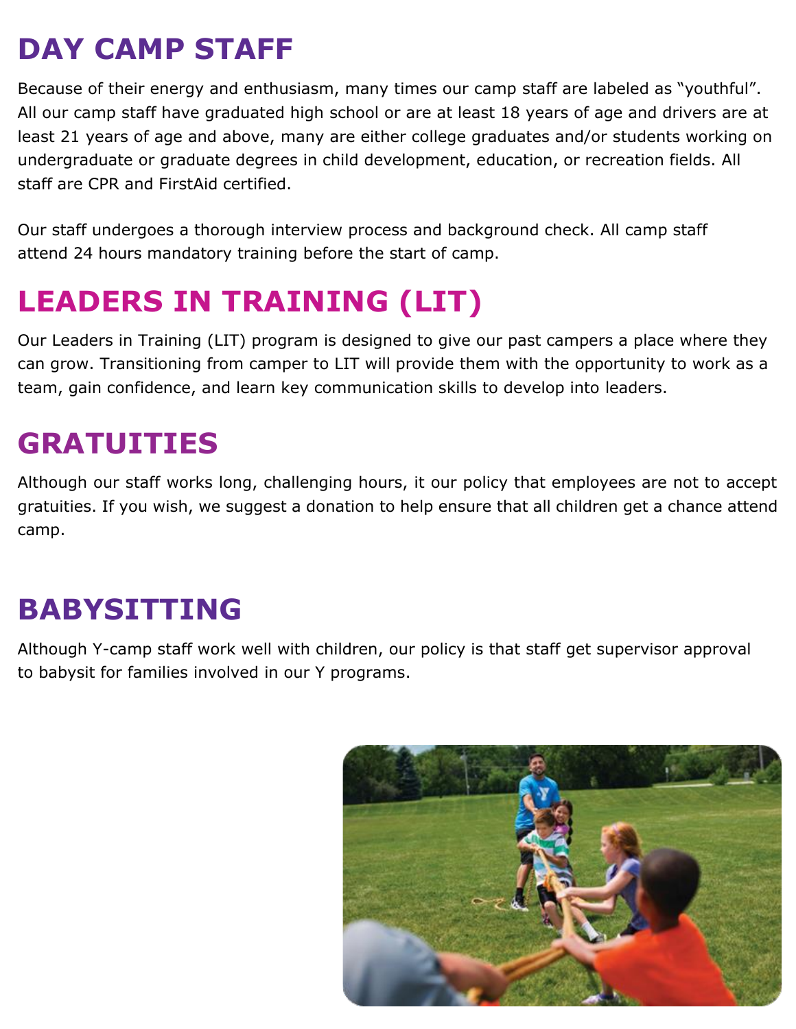# DAY CAMP STAFF

Because of their energy and enthusiasm, many times our camp staff are labeled as "youthful". All our camp staff have graduated high school or are at least 18 years of age and drivers are at least 21 years of age and above, many are either college graduates and/or students working on undergraduate or graduate degrees in child development, education, or recreation fields. All staff are CPR and FirstAid certified.

Our staff undergoes a thorough interview process and background check. All camp staff attend 24 hours mandatory training before the start of camp.

# LEADERS IN TRAINING (LIT)

Our Leaders in Training (LIT) program is designed to give our past campers a place where they can grow. Transitioning from camper to LIT will provide them with the opportunity to work as a team, gain confidence, and learn key communication skills to develop into leaders.

# GRATUITIES

Although our staff works long, challenging hours, it our policy that employees are not to accept gratuities. If you wish, we suggest a donation to help ensure that all children get a chance attend camp.

# BABYSITTING

Although Y-camp staff work well with children, our policy is that staff get supervisor approval to babysit for families involved in our Y programs.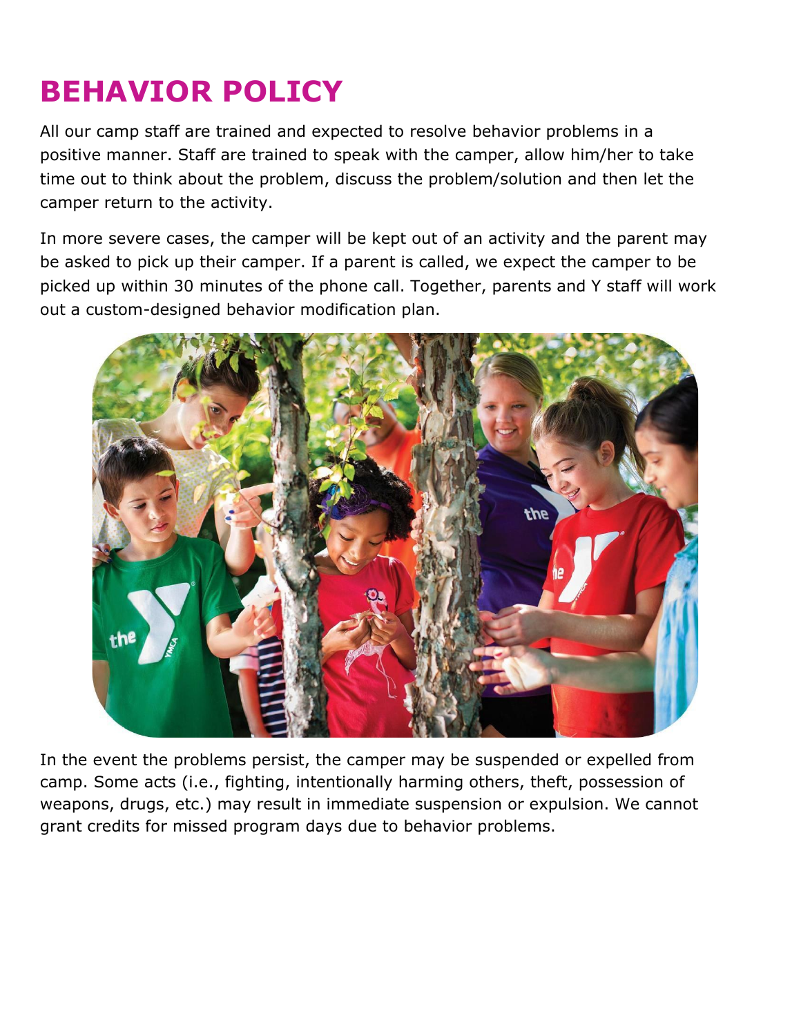# BEHAVIOR POLICY

All our camp staff are trained and expected to resolve behavior problems in a positive manner. Staff are trained to speak with the camper, allow him/her to take time out to think about the problem, discuss the problem/solution and then let the camper return to the activity.

In more severe cases, the camper will be kept out of an activity and the parent may be asked to pick up their camper. If a parent is called, we expect the camper to be picked up within 30 minutes of the phone call. Together, parents and Y staff will work out a custom-designed behavior modification plan.

In the event the problems persist, the camper may be suspended or expelled from camp. Some acts (i.e., fighting, intentionally harming others, theft, possession of weapons, drugs, etc.) may result in immediate suspension or expulsion. We cannot grant credits for missed program days due to behavior problems.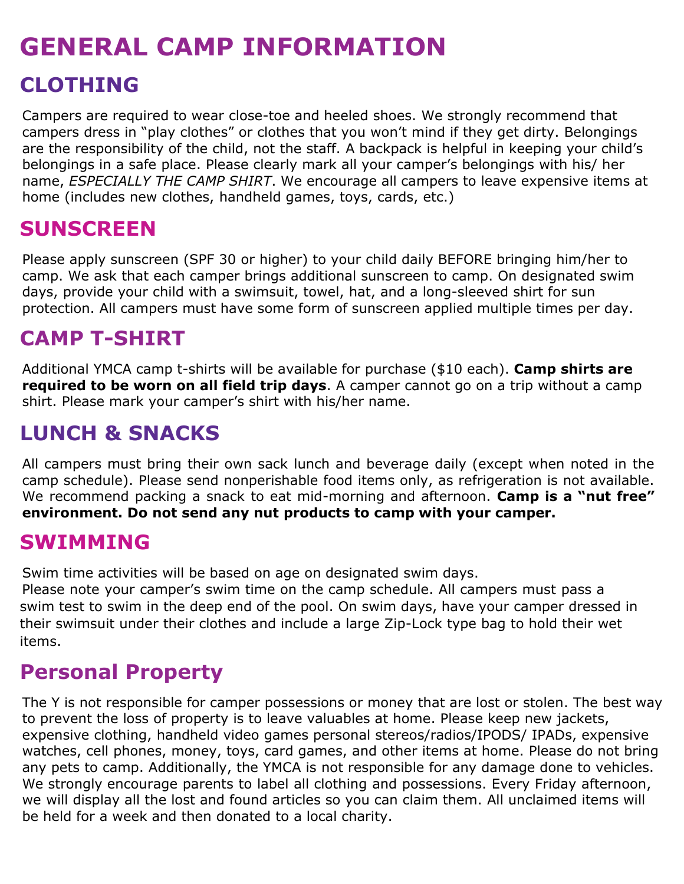# GENERAL CAMP INFORMATION

## CLOTHING

Campers are required to wear close-toe and heeled shoes. We strongly recommend that campers dress in "play clothes" or clothes that you won't mind if they get dirty. Belongings are the responsibility of the child, not the staff. A backpack is helpful in keeping your child's belongings in a safe place. Please clearly mark all your camper's belongings with his/ her name, *ESPECIALLY THE CAMP SHIRT*. We encourage all campers to leave expensive items at home (includes new clothes, handheld games, toys, cards, etc.)

## SUNSCREEN

Please apply sunscreen (SPF 30 or higher) to your child daily BEFORE bringing him/her to camp. We ask that each camper brings additional sunscreen to camp. On designated swim days, provide your child with a swimsuit, towel, hat, and a long-sleeved shirt for sun protection. All campers must have some form of sunscreen applied multiple times per day.

## CAMP T-SHIRT

Additional YMCA camp t-shirts will be available for purchase ($10 each). **Camp shirts are required to be worn on all field trip days**. A camper cannot go on a trip without a camp shirt. Please mark your camper's shirt with his/her name.

## LUNCH & SNACKS

All campers must bring their own sack lunch and beverage daily (except when noted in the camp schedule). Please send nonperishable food items only, as refrigeration is not available. We recommend packing a snack to eat mid-morning and afternoon. **Camp is a "nut free" environment. Do not send any nut products to camp with your camper.**

## SWIMMING

Swim time activities will be based on age on designated swim days.
Please note your camper's swim time on the camp schedule. All campers must pass a swim test to swim in the deep end of the pool. On swim days, have your camper dressed in their swimsuit under their clothes and include a large Zip-Lock type bag to hold their wet items.

## Personal Property

The Y is not responsible for camper possessions or money that are lost or stolen. The best way to prevent the loss of property is to leave valuables at home. Please keep new jackets, expensive clothing, handheld video games personal stereos/radios/IPODS/ IPADs, expensive watches, cell phones, money, toys, card games, and other items at home. Please do not bring any pets to camp. Additionally, the YMCA is not responsible for any damage done to vehicles. We strongly encourage parents to label all clothing and possessions. Every Friday afternoon, we will display all the lost and found articles so you can claim them. All unclaimed items will be held for a week and then donated to a local charity.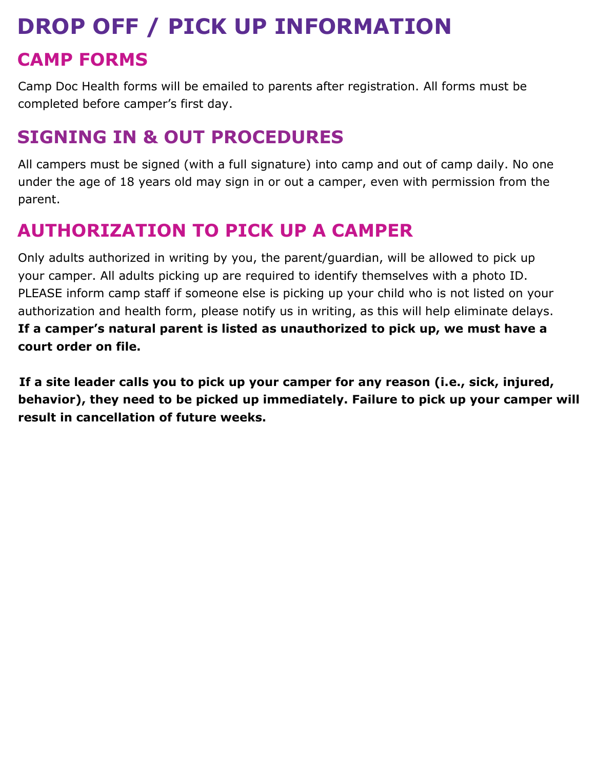# DROP OFF / PICK UP INFORMATION

## CAMP FORMS

Camp Doc Health forms will be emailed to parents after registration. All forms must be completed before camper's first day.

## SIGNING IN & OUT PROCEDURES

All campers must be signed (with a full signature) into camp and out of camp daily. No one under the age of 18 years old may sign in or out a camper, even with permission from the parent.

## AUTHORIZATION TO PICK UP A CAMPER

Only adults authorized in writing by you, the parent/guardian, will be allowed to pick up your camper. All adults picking up are required to identify themselves with a photo ID. PLEASE inform camp staff if someone else is picking up your child who is not listed on your authorization and health form, please notify us in writing, as this will help eliminate delays. **If a camper's natural parent is listed as unauthorized to pick up, we must have a court order on file.**

**If a site leader calls you to pick up your camper for any reason (i.e., sick, injured, behavior), they need to be picked up immediately. Failure to pick up your camper will result in cancellation of future weeks.**